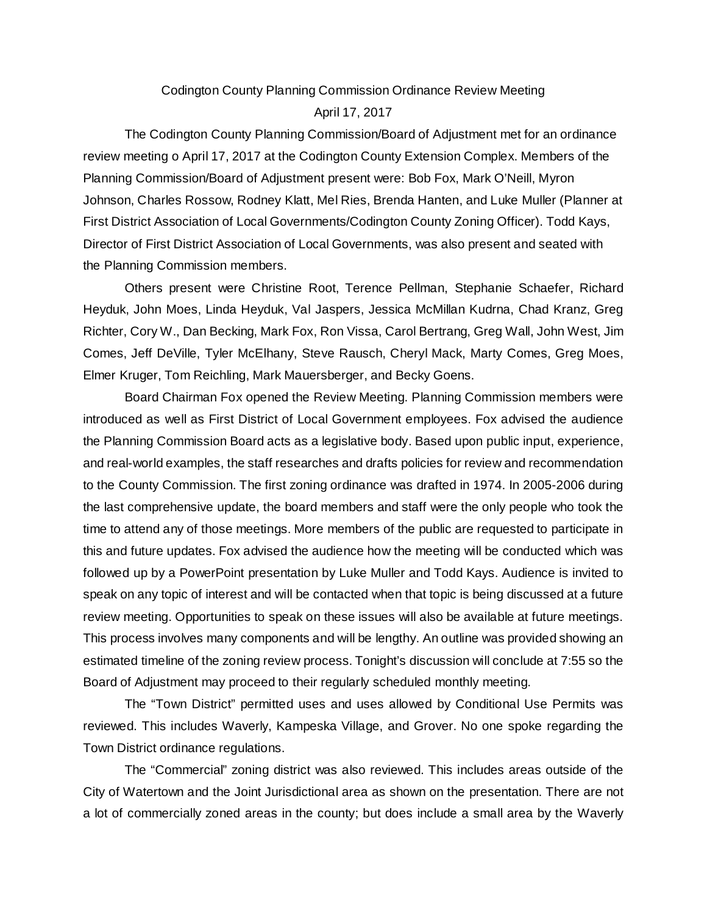# Codington County Planning Commission Ordinance Review Meeting

April 17, 2017

The Codington County Planning Commission/Board of Adjustment met for an ordinance review meeting o April 17, 2017 at the Codington County Extension Complex. Members of the Planning Commission/Board of Adjustment present were: Bob Fox, Mark O'Neill, Myron Johnson, Charles Rossow, Rodney Klatt, Mel Ries, Brenda Hanten, and Luke Muller (Planner at First District Association of Local Governments/Codington County Zoning Officer). Todd Kays, Director of First District Association of Local Governments, was also present and seated with the Planning Commission members.

Others present were Christine Root, Terence Pellman, Stephanie Schaefer, Richard Heyduk, John Moes, Linda Heyduk, Val Jaspers, Jessica McMillan Kudrna, Chad Kranz, Greg Richter, Cory W., Dan Becking, Mark Fox, Ron Vissa, Carol Bertrang, Greg Wall, John West, Jim Comes, Jeff DeVille, Tyler McElhany, Steve Rausch, Cheryl Mack, Marty Comes, Greg Moes, Elmer Kruger, Tom Reichling, Mark Mauersberger, and Becky Goens.

Board Chairman Fox opened the Review Meeting. Planning Commission members were introduced as well as First District of Local Government employees. Fox advised the audience the Planning Commission Board acts as a legislative body. Based upon public input, experience, and real-world examples, the staff researches and drafts policies for review and recommendation to the County Commission. The first zoning ordinance was drafted in 1974. In 2005-2006 during the last comprehensive update, the board members and staff were the only people who took the time to attend any of those meetings. More members of the public are requested to participate in this and future updates. Fox advised the audience how the meeting will be conducted which was followed up by a PowerPoint presentation by Luke Muller and Todd Kays. Audience is invited to speak on any topic of interest and will be contacted when that topic is being discussed at a future review meeting. Opportunities to speak on these issues will also be available at future meetings. This process involves many components and will be lengthy. An outline was provided showing an estimated timeline of the zoning review process. Tonight's discussion will conclude at 7:55 so the Board of Adjustment may proceed to their regularly scheduled monthly meeting.

The "Town District" permitted uses and uses allowed by Conditional Use Permits was reviewed. This includes Waverly, Kampeska Village, and Grover. No one spoke regarding the Town District ordinance regulations.

The "Commercial" zoning district was also reviewed. This includes areas outside of the City of Watertown and the Joint Jurisdictional area as shown on the presentation. There are not a lot of commercially zoned areas in the county; but does include a small area by the Waverly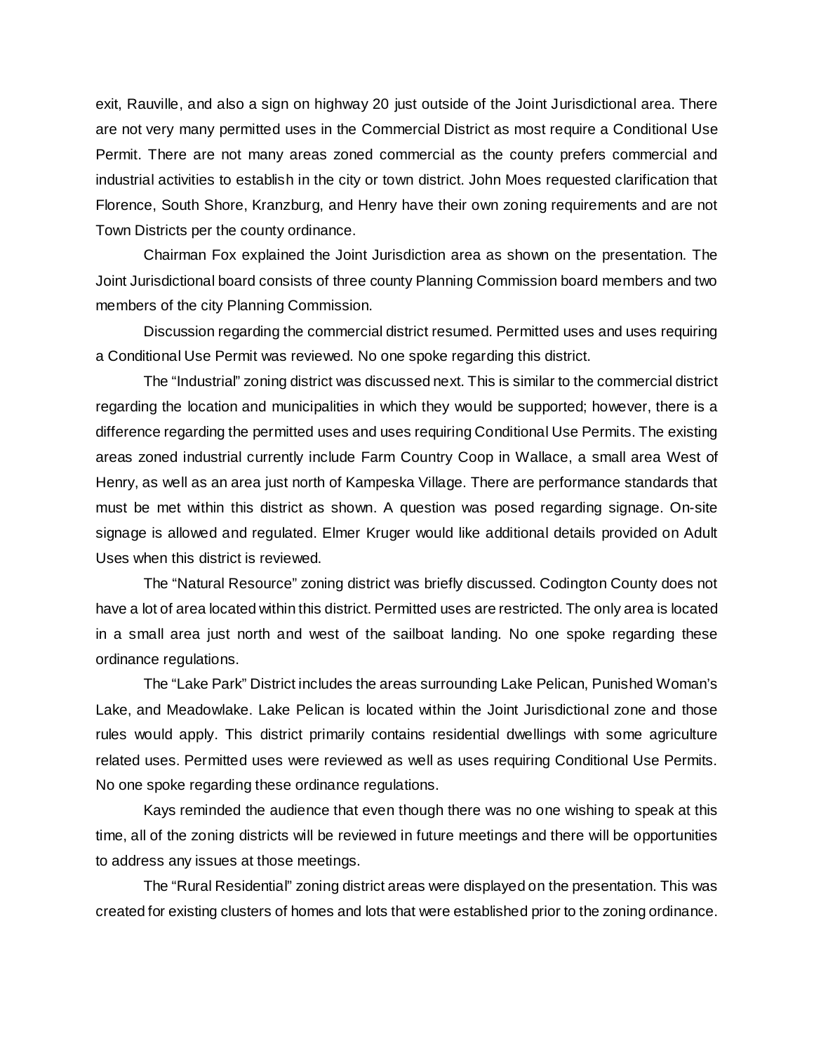exit, Rauville, and also a sign on highway 20 just outside of the Joint Jurisdictional area. There are not very many permitted uses in the Commercial District as most require a Conditional Use Permit. There are not many areas zoned commercial as the county prefers commercial and industrial activities to establish in the city or town district. John Moes requested clarification that Florence, South Shore, Kranzburg, and Henry have their own zoning requirements and are not Town Districts per the county ordinance.

Chairman Fox explained the Joint Jurisdiction area as shown on the presentation. The Joint Jurisdictional board consists of three county Planning Commission board members and two members of the city Planning Commission.

Discussion regarding the commercial district resumed. Permitted uses and uses requiring a Conditional Use Permit was reviewed. No one spoke regarding this district.

The "Industrial" zoning district was discussed next. This is similar to the commercial district regarding the location and municipalities in which they would be supported; however, there is a difference regarding the permitted uses and uses requiring Conditional Use Permits. The existing areas zoned industrial currently include Farm Country Coop in Wallace, a small area West of Henry, as well as an area just north of Kampeska Village. There are performance standards that must be met within this district as shown. A question was posed regarding signage. On-site signage is allowed and regulated. Elmer Kruger would like additional details provided on Adult Uses when this district is reviewed.

The "Natural Resource" zoning district was briefly discussed. Codington County does not have a lot of area located within this district. Permitted uses are restricted. The only area is located in a small area just north and west of the sailboat landing. No one spoke regarding these ordinance regulations.

The "Lake Park" District includes the areas surrounding Lake Pelican, Punished Woman's Lake, and Meadowlake. Lake Pelican is located within the Joint Jurisdictional zone and those rules would apply. This district primarily contains residential dwellings with some agriculture related uses. Permitted uses were reviewed as well as uses requiring Conditional Use Permits. No one spoke regarding these ordinance regulations.

Kays reminded the audience that even though there was no one wishing to speak at this time, all of the zoning districts will be reviewed in future meetings and there will be opportunities to address any issues at those meetings.

The "Rural Residential" zoning district areas were displayed on the presentation. This was created for existing clusters of homes and lots that were established prior to the zoning ordinance.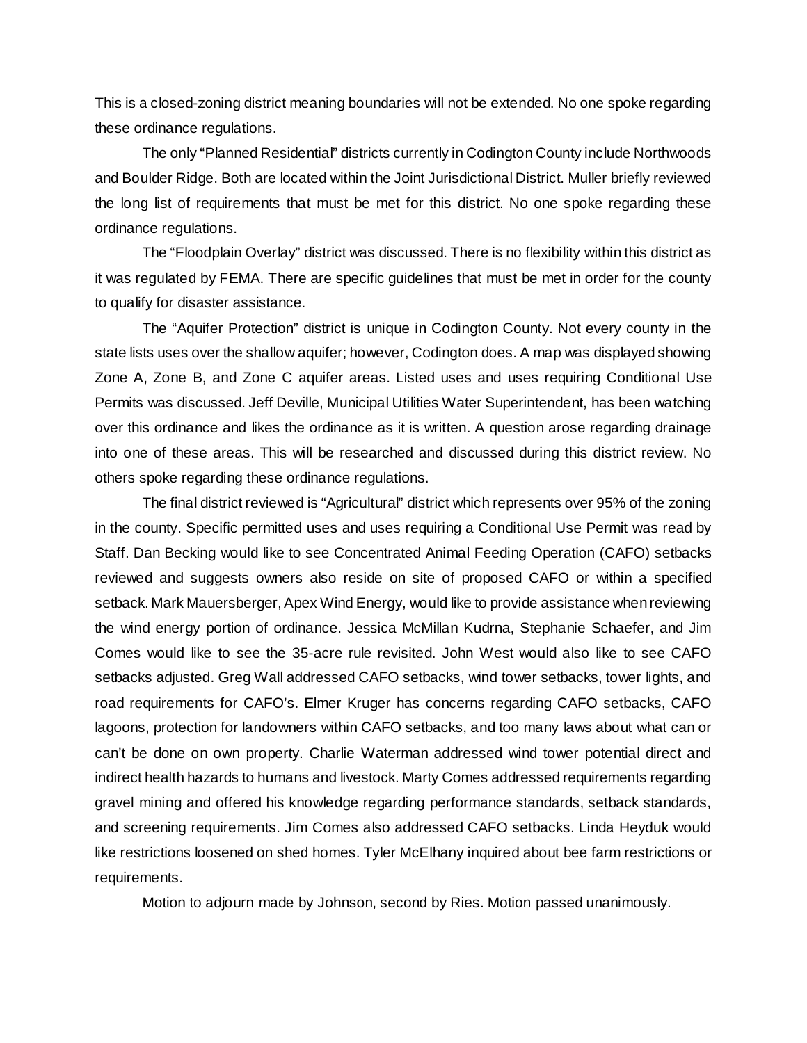This is a closed-zoning district meaning boundaries will not be extended. No one spoke regarding these ordinance regulations.

The only "Planned Residential" districts currently in Codington County include Northwoods and Boulder Ridge. Both are located within the Joint Jurisdictional District. Muller briefly reviewed the long list of requirements that must be met for this district. No one spoke regarding these ordinance regulations.

The "Floodplain Overlay" district was discussed. There is no flexibility within this district as it was regulated by FEMA. There are specific guidelines that must be met in order for the county to qualify for disaster assistance.

The "Aquifer Protection" district is unique in Codington County. Not every county in the state lists uses over the shallow aquifer; however, Codington does. A map was displayed showing Zone A, Zone B, and Zone C aquifer areas. Listed uses and uses requiring Conditional Use Permits was discussed. Jeff Deville, Municipal Utilities Water Superintendent, has been watching over this ordinance and likes the ordinance as it is written. A question arose regarding drainage into one of these areas. This will be researched and discussed during this district review. No others spoke regarding these ordinance regulations.

The final district reviewed is "Agricultural" district which represents over 95% of the zoning in the county. Specific permitted uses and uses requiring a Conditional Use Permit was read by Staff. Dan Becking would like to see Concentrated Animal Feeding Operation (CAFO) setbacks reviewed and suggests owners also reside on site of proposed CAFO or within a specified setback. Mark Mauersberger, Apex Wind Energy, would like to provide assistance when reviewing the wind energy portion of ordinance. Jessica McMillan Kudrna, Stephanie Schaefer, and Jim Comes would like to see the 35-acre rule revisited. John West would also like to see CAFO setbacks adjusted. Greg Wall addressed CAFO setbacks, wind tower setbacks, tower lights, and road requirements for CAFO's. Elmer Kruger has concerns regarding CAFO setbacks, CAFO lagoons, protection for landowners within CAFO setbacks, and too many laws about what can or can't be done on own property. Charlie Waterman addressed wind tower potential direct and indirect health hazards to humans and livestock. Marty Comes addressed requirements regarding gravel mining and offered his knowledge regarding performance standards, setback standards, and screening requirements. Jim Comes also addressed CAFO setbacks. Linda Heyduk would like restrictions loosened on shed homes. Tyler McElhany inquired about bee farm restrictions or requirements.

Motion to adjourn made by Johnson, second by Ries. Motion passed unanimously.